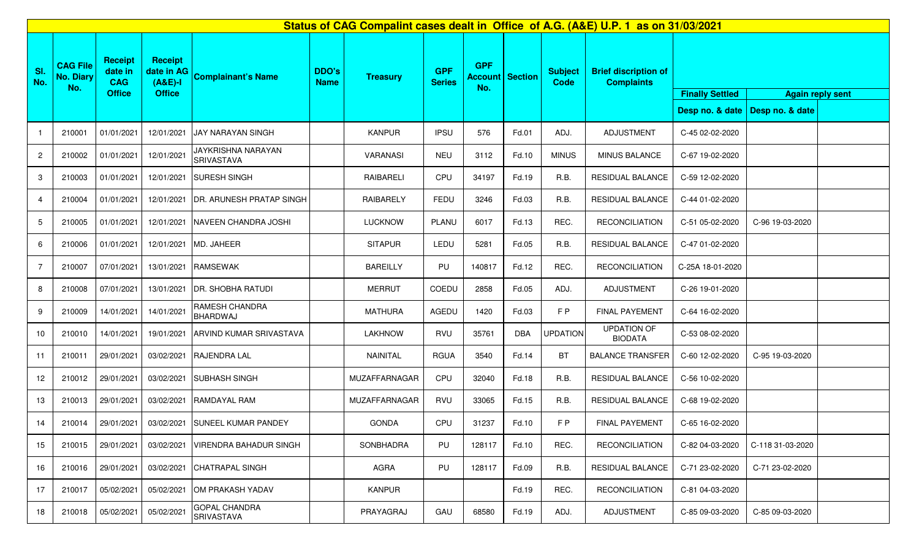# Status of CAG Compalint cases dealt in Office of A.G. (A&E) U.P. 1 as on 31/03/2021

| Sl. No. | CAG File No. Diary No. | Receipt date in CAG Office | Receipt date in AG (A&E)-I Office | Complainant's Name | DDO's Name | Treasury | GPF Series | GPF Account No. | Section | Subject Code | Brief discription of Complaints | Finally Settled | Again reply sent | |
|---|---|---|---|---|---|---|---|---|---|---|---|---|---|---|
| | | | | | | | | | | | | Desp no. & date | Desp no. & date | |
| 1 | 210001 | 01/01/2021 | 12/01/2021 | JAY NARAYAN SINGH | | KANPUR | IPSU | 576 | Fd.01 | ADJ. | ADJUSTMENT | C-45 02-02-2020 | | |
| 2 | 210002 | 01/01/2021 | 12/01/2021 | JAYKRISHNA NARAYAN SRIVASTAVA | | VARANASI | NEU | 3112 | Fd.10 | MINUS | MINUS BALANCE | C-67 19-02-2020 | | |
| 3 | 210003 | 01/01/2021 | 12/01/2021 | SURESH SINGH | | RAIBARELI | CPU | 34197 | Fd.19 | R.B. | RESIDUAL BALANCE | C-59 12-02-2020 | | |
| 4 | 210004 | 01/01/2021 | 12/01/2021 | DR. ARUNESH PRATAP SINGH | | RAIBARELY | FEDU | 3246 | Fd.03 | R.B. | RESIDUAL BALANCE | C-44 01-02-2020 | | |
| 5 | 210005 | 01/01/2021 | 12/01/2021 | NAVEEN CHANDRA JOSHI | | LUCKNOW | PLANU | 6017 | Fd.13 | REC. | RECONCILIATION | C-51 05-02-2020 | C-96 19-03-2020 | |
| 6 | 210006 | 01/01/2021 | 12/01/2021 | MD. JAHEER | | SITAPUR | LEDU | 5281 | Fd.05 | R.B. | RESIDUAL BALANCE | C-47 01-02-2020 | | |
| 7 | 210007 | 07/01/2021 | 13/01/2021 | RAMSEWAK | | BAREILLY | PU | 140817 | Fd.12 | REC. | RECONCILIATION | C-25A 18-01-2020 | | |
| 8 | 210008 | 07/01/2021 | 13/01/2021 | DR. SHOBHA RATUDI | | MERRUT | COEDU | 2858 | Fd.05 | ADJ. | ADJUSTMENT | C-26 19-01-2020 | | |
| 9 | 210009 | 14/01/2021 | 14/01/2021 | RAMESH CHANDRA BHARDWAJ | | MATHURA | AGEDU | 1420 | Fd.03 | F P | FINAL PAYEMENT | C-64 16-02-2020 | | |
| 10 | 210010 | 14/01/2021 | 19/01/2021 | ARVIND KUMAR SRIVASTAVA | | LAKHNOW | RVU | 35761 | DBA | UPDATION | UPDATION OF BIODATA | C-53 08-02-2020 | | |
| 11 | 210011 | 29/01/2021 | 03/02/2021 | RAJENDRA LAL | | NAINITAL | RGUA | 3540 | Fd.14 | BT | BALANCE TRANSFER | C-60 12-02-2020 | C-95 19-03-2020 | |
| 12 | 210012 | 29/01/2021 | 03/02/2021 | SUBHASH SINGH | | MUZAFFARNAGAR | CPU | 32040 | Fd.18 | R.B. | RESIDUAL BALANCE | C-56 10-02-2020 | | |
| 13 | 210013 | 29/01/2021 | 03/02/2021 | RAMDAYAL RAM | | MUZAFFARNAGAR | RVU | 33065 | Fd.15 | R.B. | RESIDUAL BALANCE | C-68 19-02-2020 | | |
| 14 | 210014 | 29/01/2021 | 03/02/2021 | SUNEEL KUMAR PANDEY | | GONDA | CPU | 31237 | Fd.10 | F P | FINAL PAYEMENT | C-65 16-02-2020 | | |
| 15 | 210015 | 29/01/2021 | 03/02/2021 | VIRENDRA BAHADUR SINGH | | SONBHADRA | PU | 128117 | Fd.10 | REC. | RECONCILIATION | C-82 04-03-2020 | C-118 31-03-2020 | |
| 16 | 210016 | 29/01/2021 | 03/02/2021 | CHATRAPAL SINGH | | AGRA | PU | 128117 | Fd.09 | R.B. | RESIDUAL BALANCE | C-71 23-02-2020 | C-71 23-02-2020 | |
| 17 | 210017 | 05/02/2021 | 05/02/2021 | OM PRAKASH YADAV | | KANPUR | | | Fd.19 | REC. | RECONCILIATION | C-81 04-03-2020 | | |
| 18 | 210018 | 05/02/2021 | 05/02/2021 | GOPAL CHANDRA SRIVASTAVA | | PRAYAGRAJ | GAU | 68580 | Fd.19 | ADJ. | ADJUSTMENT | C-85 09-03-2020 | C-85 09-03-2020 | |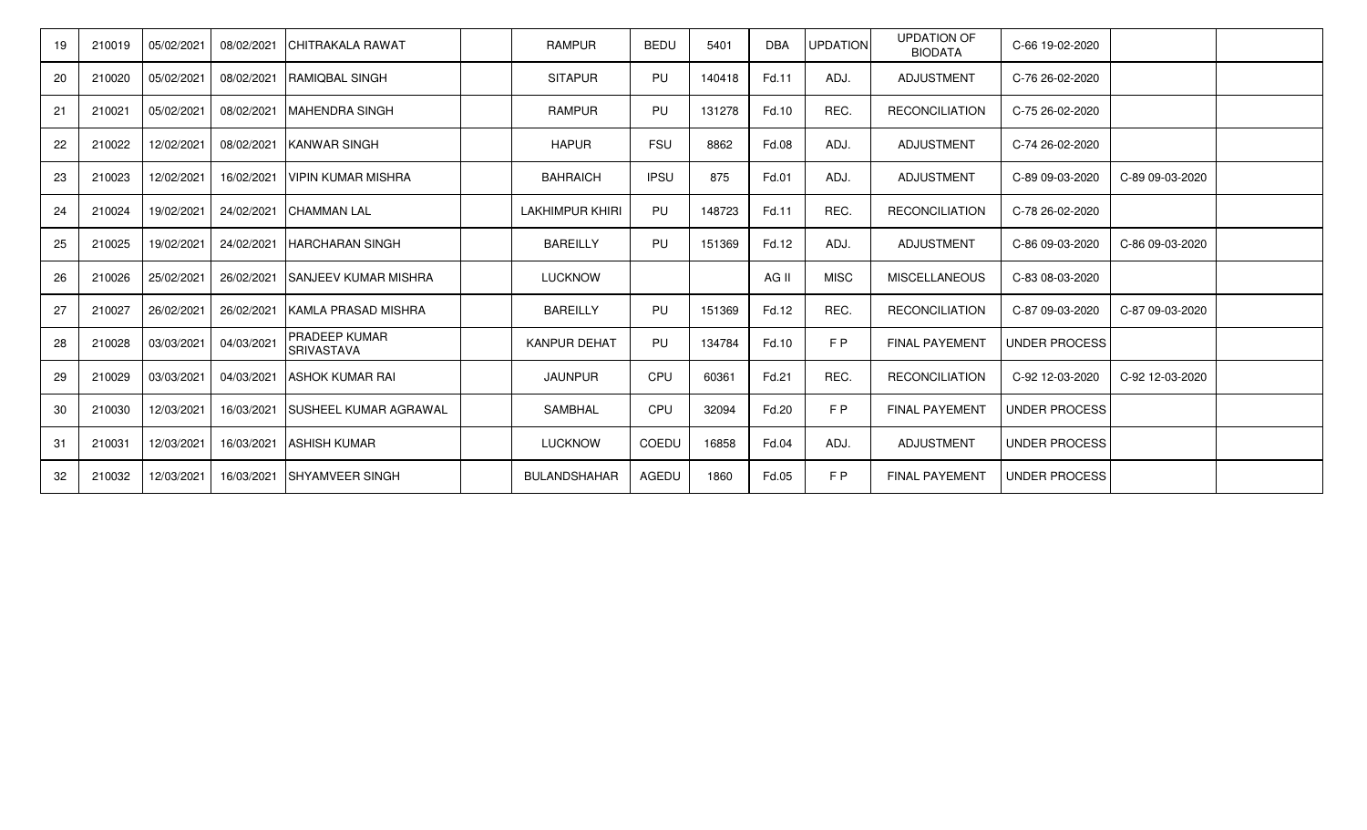| | | | | | | | | | | | | | | |
|---|---|---|---|---|---|---|---|---|---|---|---|---|---|---|
| 19 | 210019 | 05/02/2021 | 08/02/2021 | CHITRAKALA RAWAT | | RAMPUR | BEDU | 5401 | DBA | UPDATION | UPDATION OF BIODATA | C-66 19-02-2020 | | |
| 20 | 210020 | 05/02/2021 | 08/02/2021 | RAMIQBAL SINGH | | SITAPUR | PU | 140418 | Fd.11 | ADJ. | ADJUSTMENT | C-76 26-02-2020 | | |
| 21 | 210021 | 05/02/2021 | 08/02/2021 | MAHENDRA SINGH | | RAMPUR | PU | 131278 | Fd.10 | REC. | RECONCILIATION | C-75 26-02-2020 | | |
| 22 | 210022 | 12/02/2021 | 08/02/2021 | KANWAR SINGH | | HAPUR | FSU | 8862 | Fd.08 | ADJ. | ADJUSTMENT | C-74 26-02-2020 | | |
| 23 | 210023 | 12/02/2021 | 16/02/2021 | VIPIN KUMAR MISHRA | | BAHRAICH | IPSU | 875 | Fd.01 | ADJ. | ADJUSTMENT | C-89 09-03-2020 | C-89 09-03-2020 | |
| 24 | 210024 | 19/02/2021 | 24/02/2021 | CHAMMAN LAL | | LAKHIMPUR KHIRI | PU | 148723 | Fd.11 | REC. | RECONCILIATION | C-78 26-02-2020 | | |
| 25 | 210025 | 19/02/2021 | 24/02/2021 | HARCHARAN SINGH | | BAREILLY | PU | 151369 | Fd.12 | ADJ. | ADJUSTMENT | C-86 09-03-2020 | C-86 09-03-2020 | |
| 26 | 210026 | 25/02/2021 | 26/02/2021 | SANJEEV KUMAR MISHRA | | LUCKNOW | | | AG II | MISC | MISCELLANEOUS | C-83 08-03-2020 | | |
| 27 | 210027 | 26/02/2021 | 26/02/2021 | KAMLA PRASAD MISHRA | | BAREILLY | PU | 151369 | Fd.12 | REC. | RECONCILIATION | C-87 09-03-2020 | C-87 09-03-2020 | |
| 28 | 210028 | 03/03/2021 | 04/03/2021 | PRADEEP KUMAR SRIVASTAVA | | KANPUR DEHAT | PU | 134784 | Fd.10 | F P | FINAL PAYEMENT | UNDER PROCESS | | |
| 29 | 210029 | 03/03/2021 | 04/03/2021 | ASHOK KUMAR RAI | | JAUNPUR | CPU | 60361 | Fd.21 | REC. | RECONCILIATION | C-92 12-03-2020 | C-92 12-03-2020 | |
| 30 | 210030 | 12/03/2021 | 16/03/2021 | SUSHEEL KUMAR AGRAWAL | | SAMBHAL | CPU | 32094 | Fd.20 | F P | FINAL PAYEMENT | UNDER PROCESS | | |
| 31 | 210031 | 12/03/2021 | 16/03/2021 | ASHISH KUMAR | | LUCKNOW | COEDU | 16858 | Fd.04 | ADJ. | ADJUSTMENT | UNDER PROCESS | | |
| 32 | 210032 | 12/03/2021 | 16/03/2021 | SHYAMVEER SINGH | | BULANDSHAHAR | AGEDU | 1860 | Fd.05 | F P | FINAL PAYEMENT | UNDER PROCESS | | |